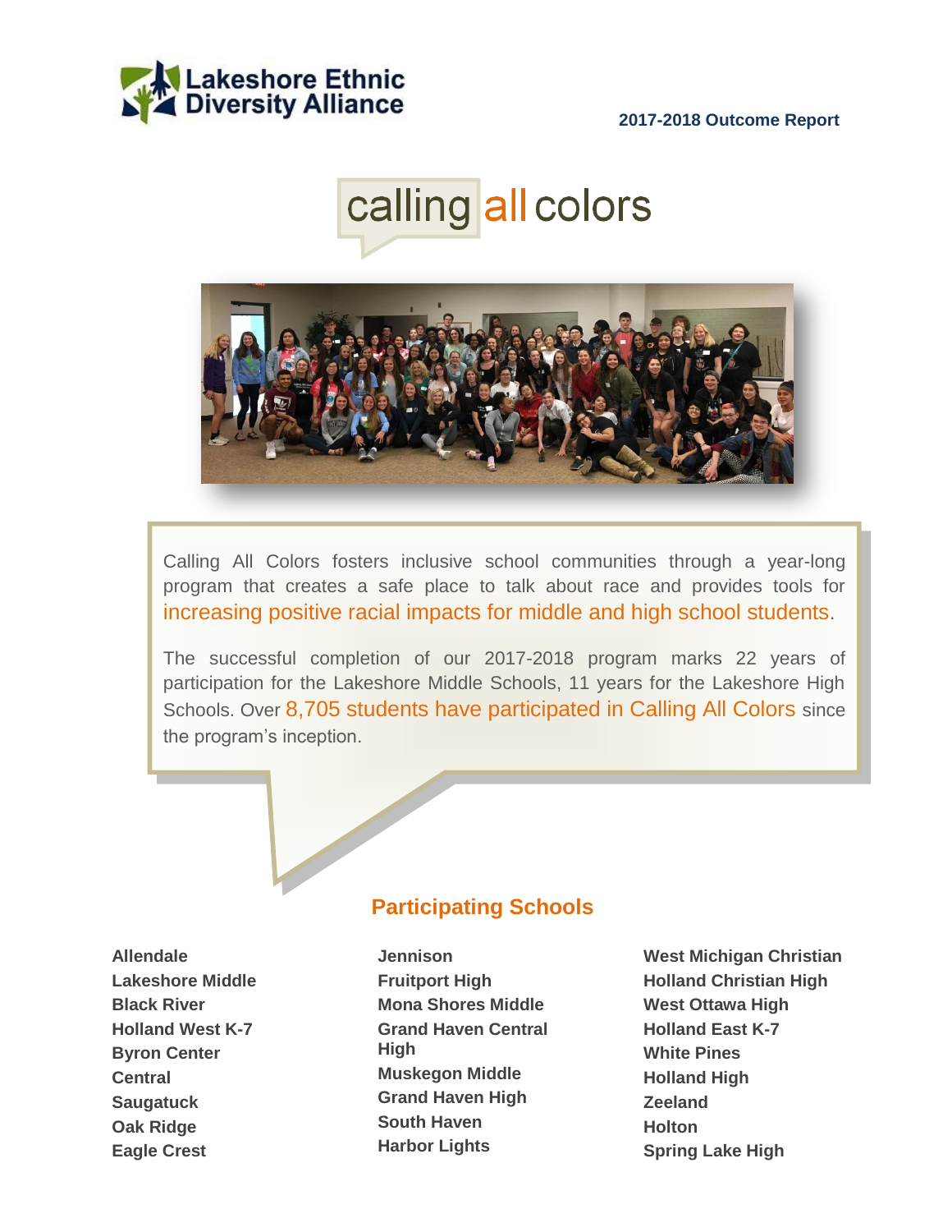**Lakeshore Ethnic Diversity Alliance**

**2017-2018 Outcome Report**

# calling all colors

Calling All Colors fosters inclusive school communities through a year-long program that creates a safe place to talk about race and provides tools for increasing positive racial impacts for middle and high school students.

The successful completion of our 2017-2018 program marks 22 years of participation for the Lakeshore Middle Schools, 11 years for the Lakeshore High Schools. Over 8,705 students have participated in Calling All Colors since the program's inception.

## Participating Schools

- **Allendale**
- **Lakeshore Middle**
- **Black River**
- **Holland West K-7**
- **Byron Center**
- **Central**
- **Saugatuck**
- **Oak Ridge**
- **Eagle Crest**
- **Jennison**
- **Fruitport High**
- **Mona Shores Middle**
- **Grand Haven Central High**
- **Muskegon Middle**
- **Grand Haven High**
- **South Haven**
- **Harbor Lights**
- **West Michigan Christian**
- **Holland Christian High**
- **West Ottawa High**
- **Holland East K-7**
- **White Pines**
- **Holland High**
- **Zeeland**
- **Holton**
- **Spring Lake High**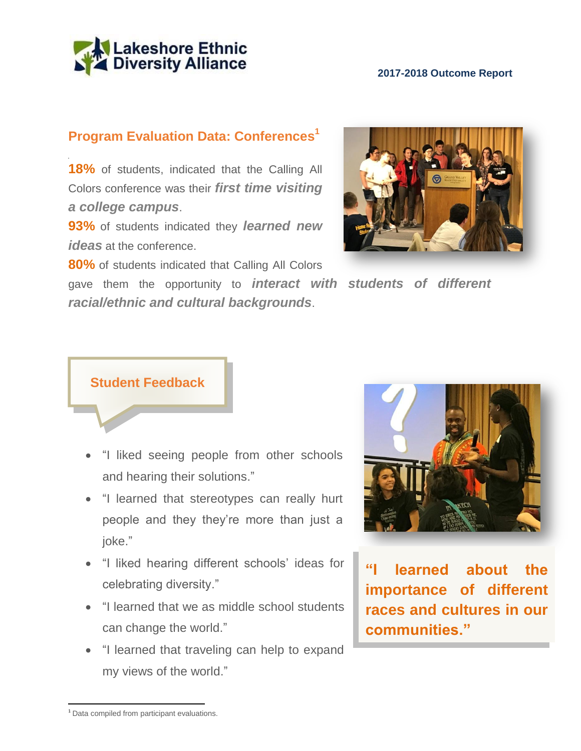## Program Evaluation Data: Conferences[1]

**18%** of students, indicated that the Calling All Colors conference was their ***first time visiting a college campus***.

**93%** of students indicated they ***learned new ideas*** at the conference.

**80%** of students indicated that Calling All Colors gave them the opportunity to ***interact with students of different racial/ethnic and cultural backgrounds***.

### Student Feedback

- "I liked seeing people from other schools and hearing their solutions."
- "I learned that stereotypes can really hurt people and they they're more than just a joke."
- "I liked hearing different schools' ideas for celebrating diversity."
- "I learned that we as middle school students can change the world."
- "I learned that traveling can help to expand my views of the world."

**"I learned about the importance of different races and cultures in our communities."**

[1] Data compiled from participant evaluations.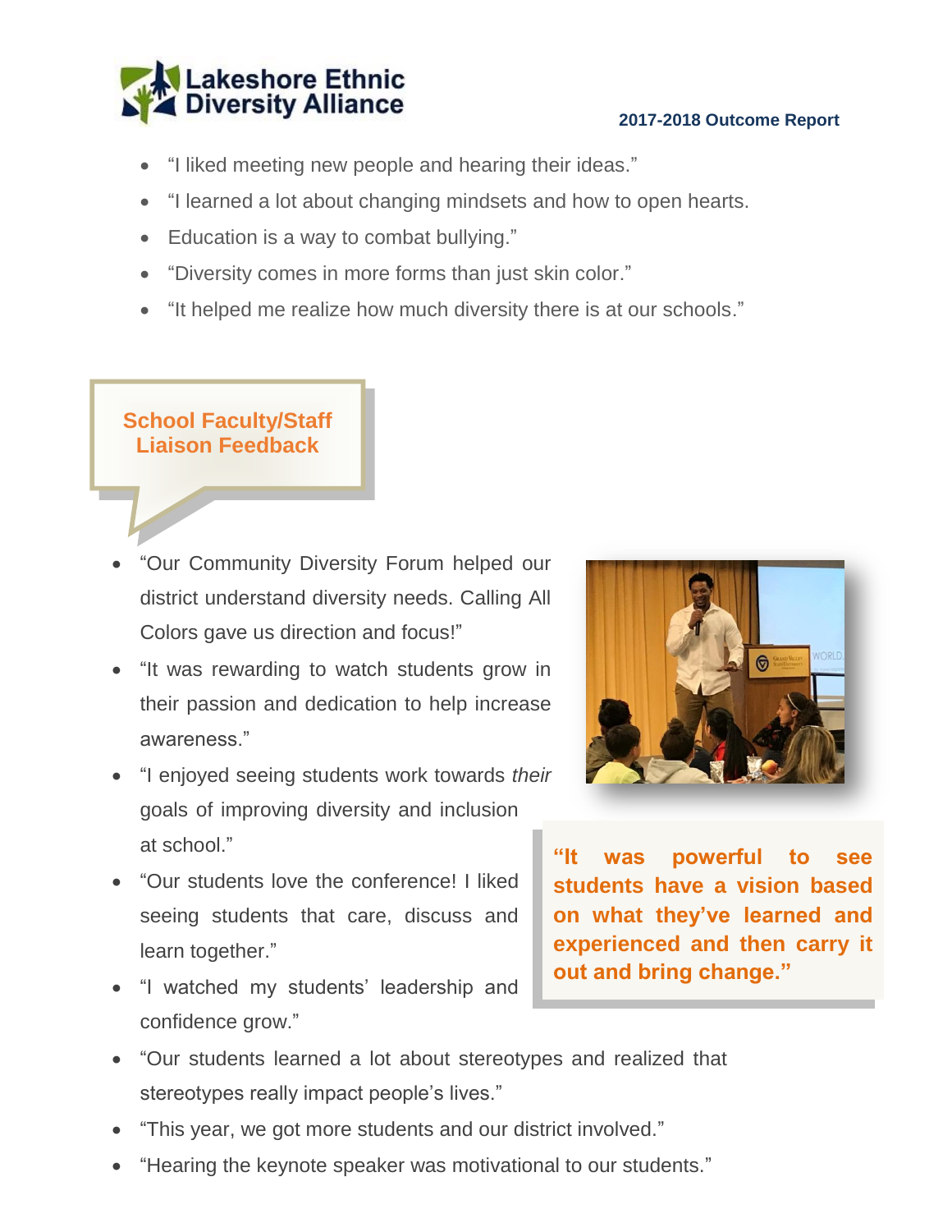- "I liked meeting new people and hearing their ideas."
- "I learned a lot about changing mindsets and how to open hearts.
- Education is a way to combat bullying."
- "Diversity comes in more forms than just skin color."
- "It helped me realize how much diversity there is at our schools."

## School Faculty/Staff Liaison Feedback

- "Our Community Diversity Forum helped our district understand diversity needs. Calling All Colors gave us direction and focus!"
- "It was rewarding to watch students grow in their passion and dedication to help increase awareness."
- "I enjoyed seeing students work towards *their* goals of improving diversity and inclusion at school."
- "Our students love the conference! I liked seeing students that care, discuss and learn together."
- "I watched my students' leadership and confidence grow."
- "Our students learned a lot about stereotypes and realized that stereotypes really impact people's lives."
- "This year, we got more students and our district involved."
- "Hearing the keynote speaker was motivational to our students."

**"It was powerful to see students have a vision based on what they've learned and experienced and then carry it out and bring change."**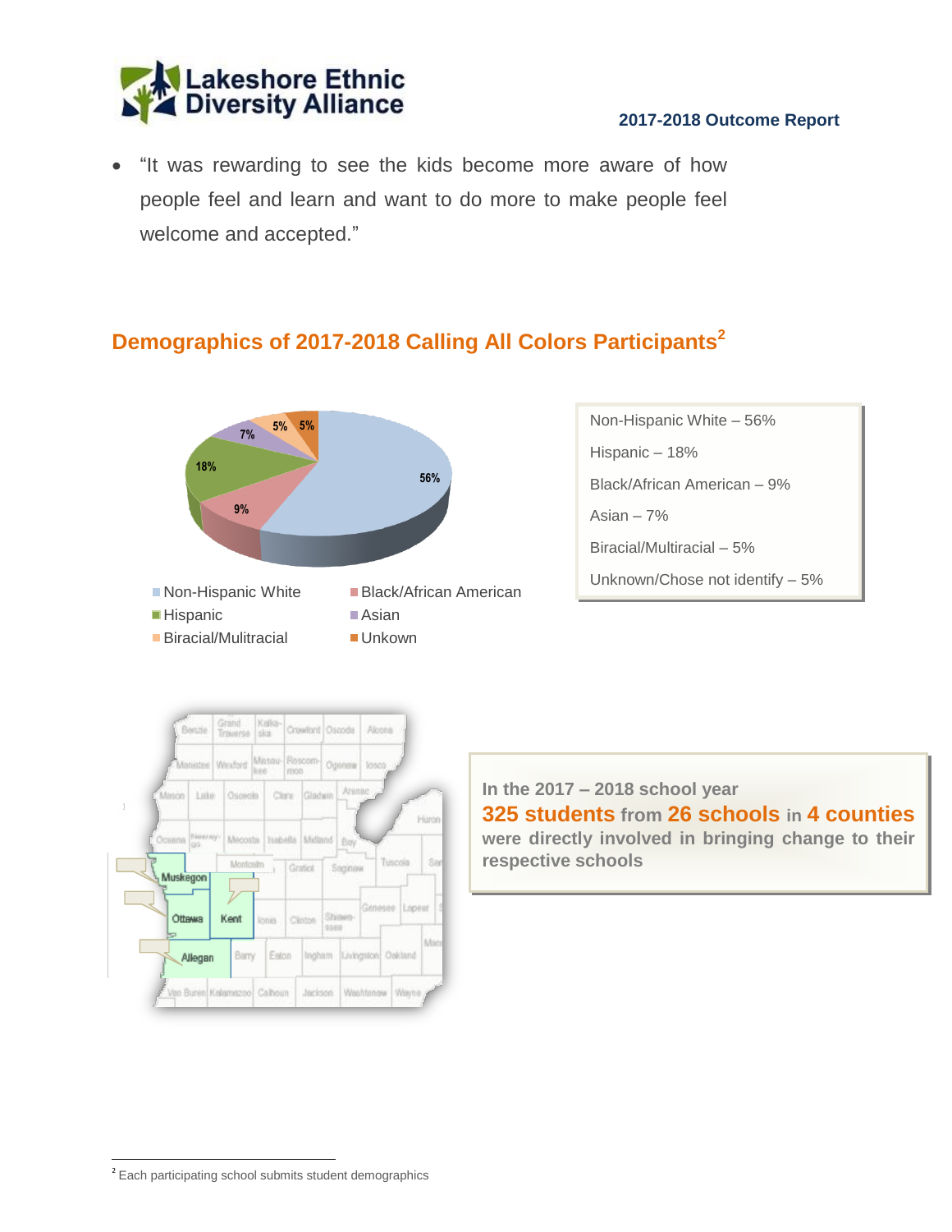- "It was rewarding to see the kids become more aware of how people feel and learn and want to do more to make people feel welcome and accepted."

## Demographics of 2017-2018 Calling All Colors Participants[2]

Non-Hispanic White – 56%

Hispanic – 18%

Black/African American – 9%

Asian – 7%

Biracial/Multiracial – 5%

Unknown/Chose not identify – 5%

**In the 2017 – 2018 school year 325 students from 26 schools in 4 counties were directly involved in bringing change to their respective schools**

[2] Each participating school submits student demographics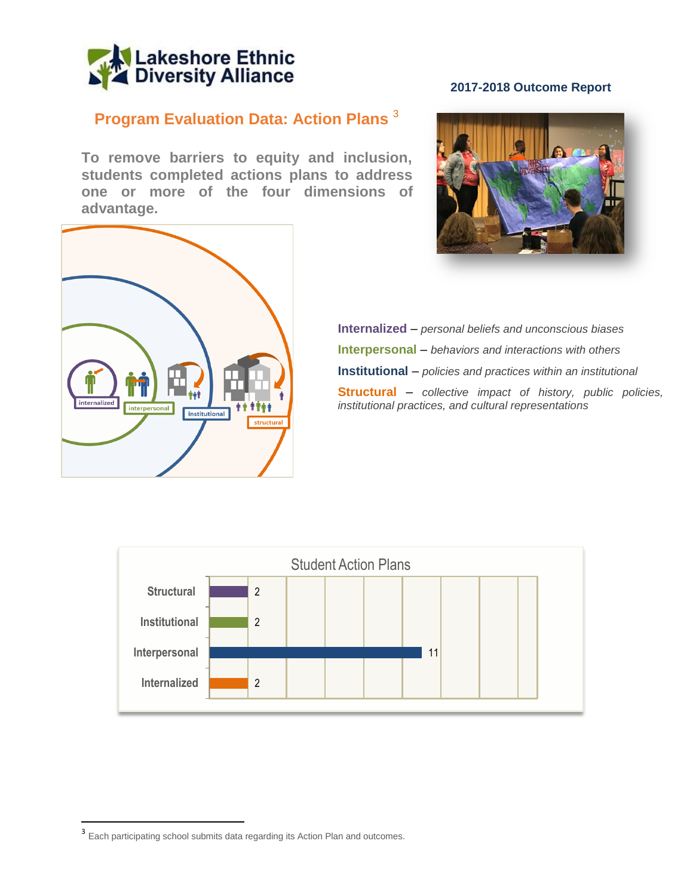**2017-2018 Outcome Report**

## Program Evaluation Data: Action Plans [3]

**To remove barriers to equity and inclusion, students completed actions plans to address one or more of the four dimensions of advantage.**

**Internalized** – *personal beliefs and unconscious biases*

**Interpersonal** – *behaviors and interactions with others*

**Institutional** – *policies and practices within an institutional*

**Structural** – *collective impact of history, public policies, institutional practices, and cultural representations*

**Student Action Plans**

| Dimension | Number |
|---|---|
| Structural | 2 |
| Institutional | 2 |
| Interpersonal | 11 |
| Internalized | 2 |

[3] Each participating school submits data regarding its Action Plan and outcomes.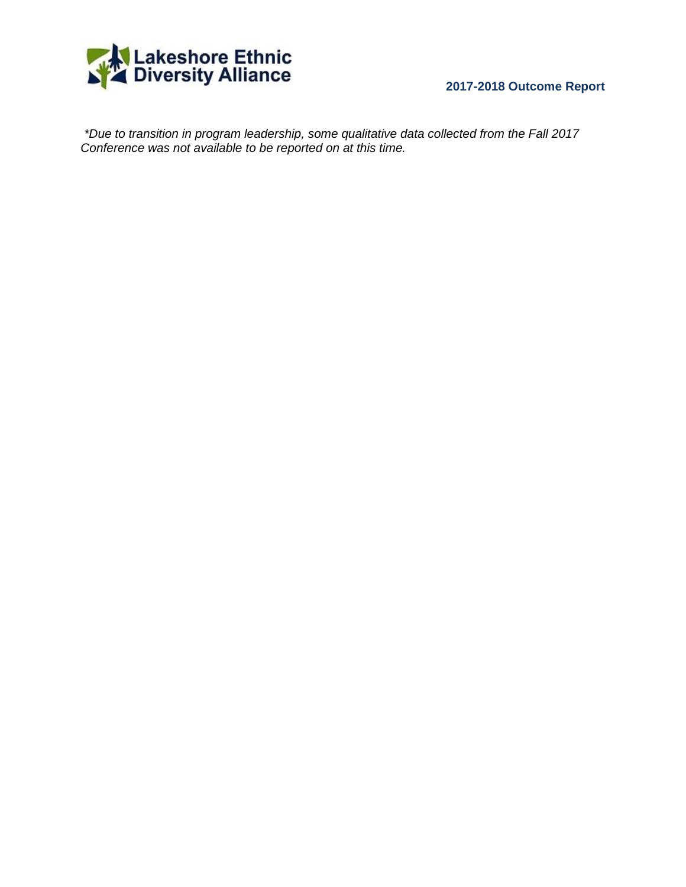*\*Due to transition in program leadership, some qualitative data collected from the Fall 2017 Conference was not available to be reported on at this time.*